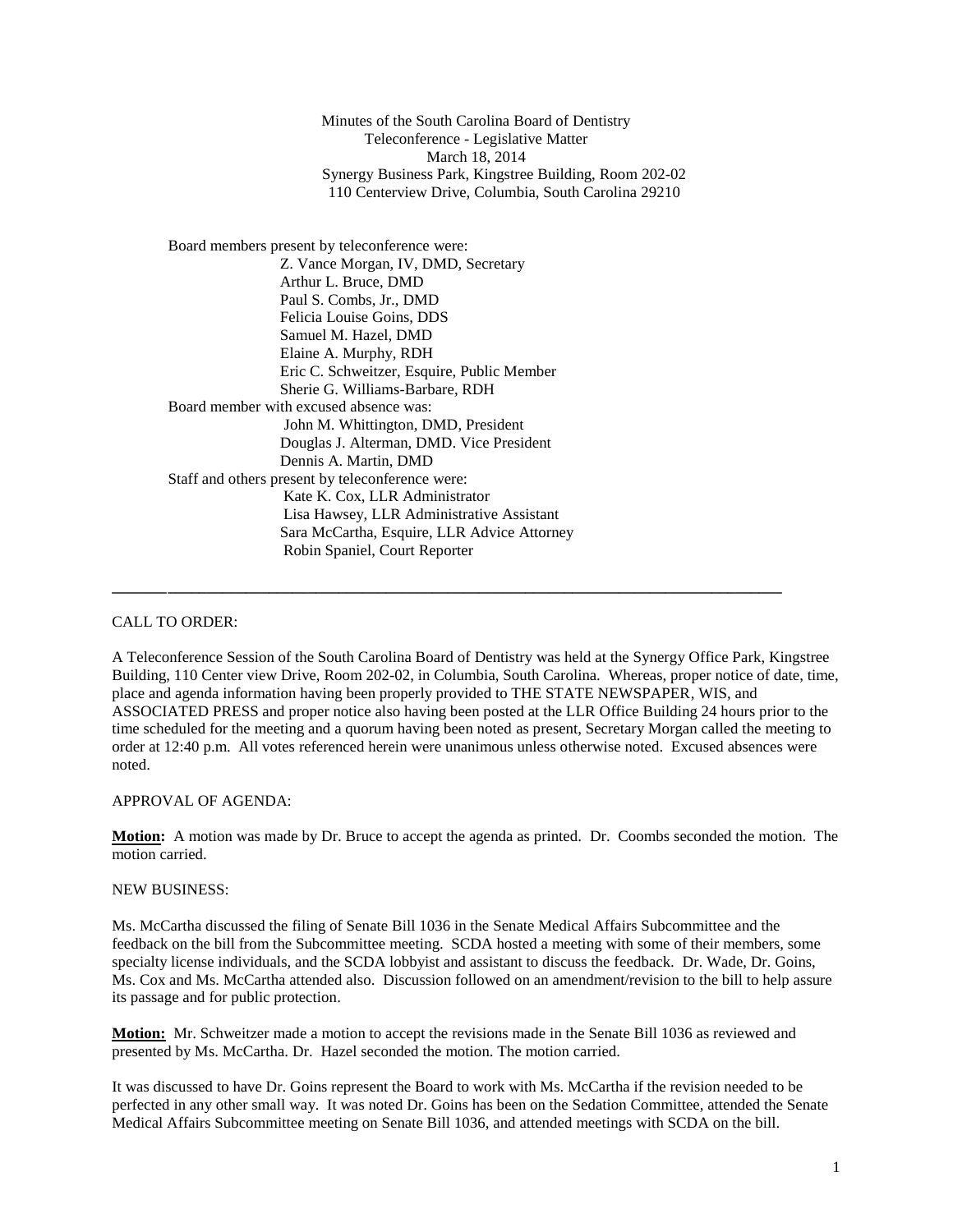Minutes of the South Carolina Board of Dentistry
Teleconference - Legislative Matter
March 18, 2014
Synergy Business Park, Kingstree Building, Room 202-02
110 Centerview Drive, Columbia, South Carolina 29210

Board members present by teleconference were:
- Z. Vance Morgan, IV, DMD, Secretary
- Arthur L. Bruce, DMD
- Paul S. Combs, Jr., DMD
- Felicia Louise Goins, DDS
- Samuel M. Hazel, DMD
- Elaine A. Murphy, RDH
- Eric C. Schweitzer, Esquire, Public Member
- Sherie G. Williams-Barbare, RDH

Board member with excused absence was:
- John M. Whittington, DMD, President
- Douglas J. Alterman, DMD. Vice President
- Dennis A. Martin, DMD

Staff and others present by teleconference were:
- Kate K. Cox, LLR Administrator
- Lisa Hawsey, LLR Administrative Assistant
- Sara McCartha, Esquire, LLR Advice Attorney
- Robin Spaniel, Court Reporter

---

CALL TO ORDER:

A Teleconference Session of the South Carolina Board of Dentistry was held at the Synergy Office Park, Kingstree Building, 110 Center view Drive, Room 202-02, in Columbia, South Carolina. Whereas, proper notice of date, time, place and agenda information having been properly provided to THE STATE NEWSPAPER, WIS, and ASSOCIATED PRESS and proper notice also having been posted at the LLR Office Building 24 hours prior to the time scheduled for the meeting and a quorum having been noted as present, Secretary Morgan called the meeting to order at 12:40 p.m. All votes referenced herein were unanimous unless otherwise noted. Excused absences were noted.

APPROVAL OF AGENDA:

**Motion:** A motion was made by Dr. Bruce to accept the agenda as printed. Dr. Coombs seconded the motion. The motion carried.

NEW BUSINESS:

Ms. McCartha discussed the filing of Senate Bill 1036 in the Senate Medical Affairs Subcommittee and the feedback on the bill from the Subcommittee meeting. SCDA hosted a meeting with some of their members, some specialty license individuals, and the SCDA lobbyist and assistant to discuss the feedback. Dr. Wade, Dr. Goins, Ms. Cox and Ms. McCartha attended also. Discussion followed on an amendment/revision to the bill to help assure its passage and for public protection.

**Motion:** Mr. Schweitzer made a motion to accept the revisions made in the Senate Bill 1036 as reviewed and presented by Ms. McCartha. Dr. Hazel seconded the motion. The motion carried.

It was discussed to have Dr. Goins represent the Board to work with Ms. McCartha if the revision needed to be perfected in any other small way. It was noted Dr. Goins has been on the Sedation Committee, attended the Senate Medical Affairs Subcommittee meeting on Senate Bill 1036, and attended meetings with SCDA on the bill.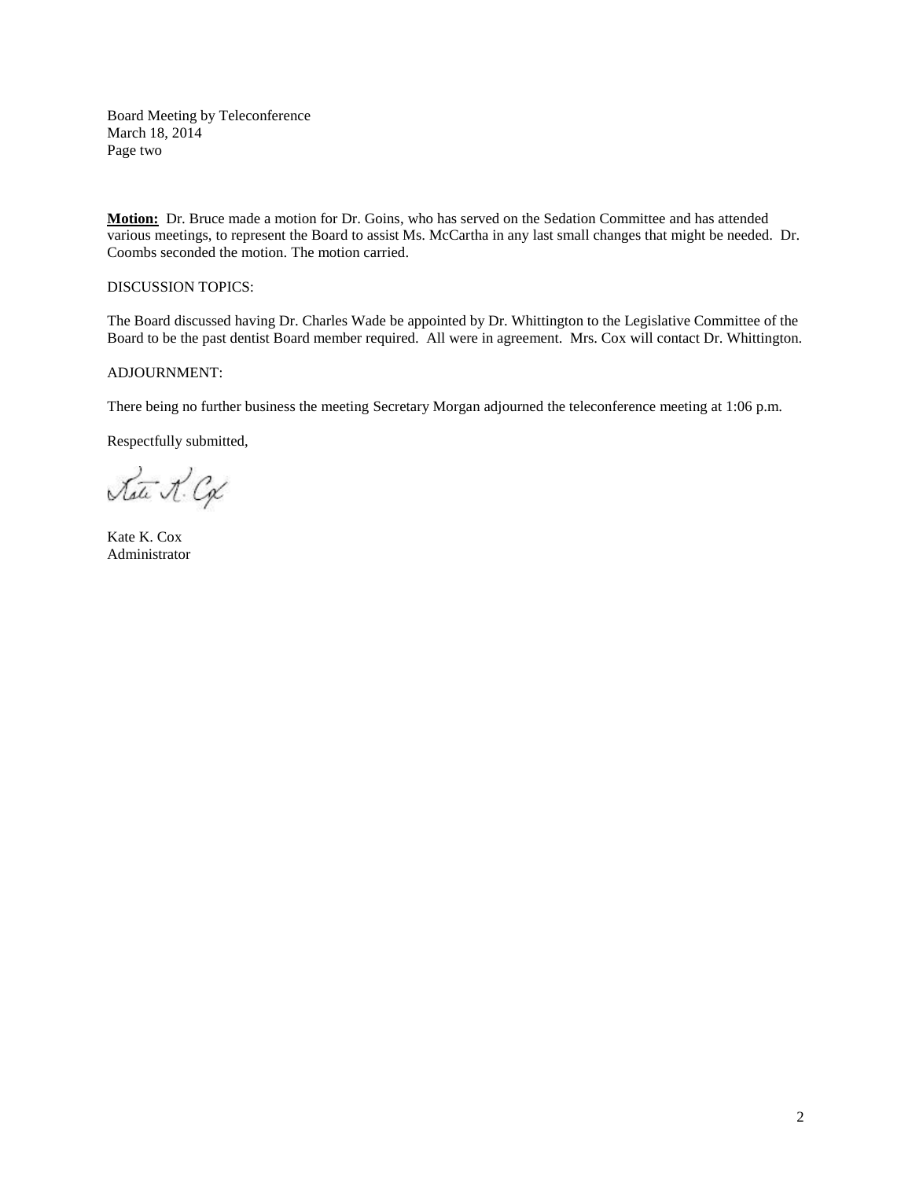Board Meeting by Teleconference
March 18, 2014
Page two

**Motion:** Dr. Bruce made a motion for Dr. Goins, who has served on the Sedation Committee and has attended various meetings, to represent the Board to assist Ms. McCartha in any last small changes that might be needed. Dr. Coombs seconded the motion. The motion carried.

DISCUSSION TOPICS:

The Board discussed having Dr. Charles Wade be appointed by Dr. Whittington to the Legislative Committee of the Board to be the past dentist Board member required. All were in agreement. Mrs. Cox will contact Dr. Whittington.

ADJOURNMENT:

There being no further business the meeting Secretary Morgan adjourned the teleconference meeting at 1:06 p.m.

Respectfully submitted,

Kate K. Cox

Kate K. Cox
Administrator